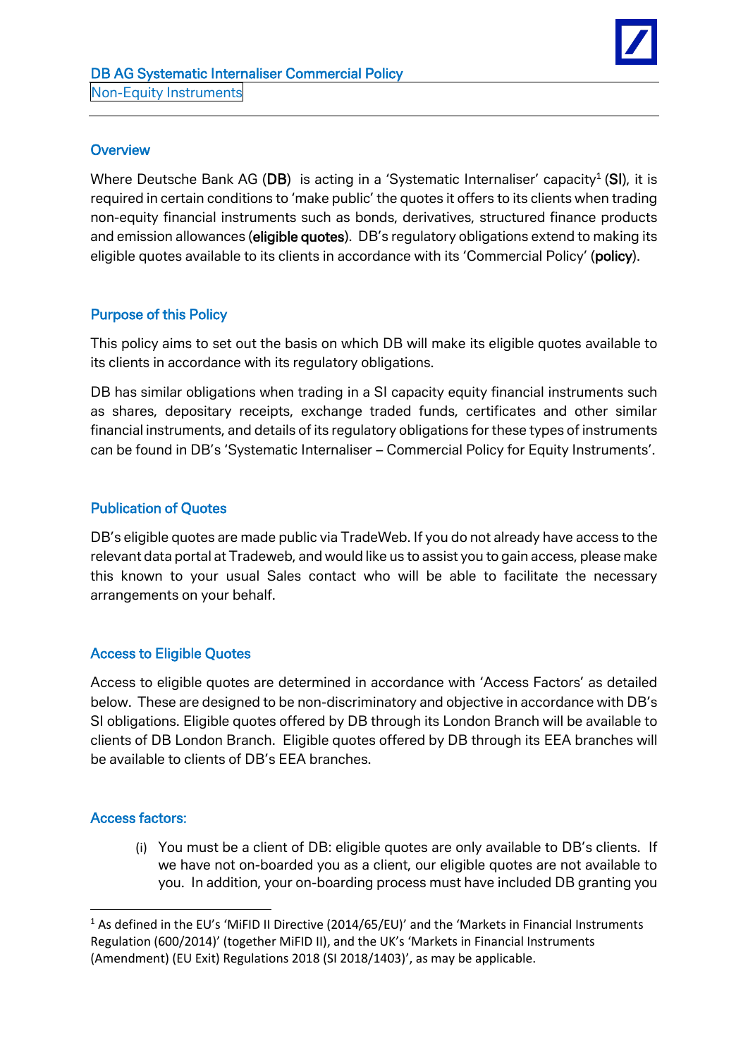# DB AG Systematic Internaliser Commercial Policy

Non-Equity Instruments

## Overview

Where Deutsche Bank AG (**DB**) is acting in a 'Systematic Internaliser' capacity[1] (**SI**), it is required in certain conditions to 'make public' the quotes it offers to its clients when trading non-equity financial instruments such as bonds, derivatives, structured finance products and emission allowances (**eligible quotes**). DB's regulatory obligations extend to making its eligible quotes available to its clients in accordance with its 'Commercial Policy' (**policy**).

## Purpose of this Policy

This policy aims to set out the basis on which DB will make its eligible quotes available to its clients in accordance with its regulatory obligations.

DB has similar obligations when trading in a SI capacity equity financial instruments such as shares, depositary receipts, exchange traded funds, certificates and other similar financial instruments, and details of its regulatory obligations for these types of instruments can be found in DB's 'Systematic Internaliser – Commercial Policy for Equity Instruments'.

## Publication of Quotes

DB's eligible quotes are made public via TradeWeb. If you do not already have access to the relevant data portal at Tradeweb, and would like us to assist you to gain access, please make this known to your usual Sales contact who will be able to facilitate the necessary arrangements on your behalf.

## Access to Eligible Quotes

Access to eligible quotes are determined in accordance with 'Access Factors' as detailed below. These are designed to be non-discriminatory and objective in accordance with DB's SI obligations. Eligible quotes offered by DB through its London Branch will be available to clients of DB London Branch. Eligible quotes offered by DB through its EEA branches will be available to clients of DB's EEA branches.

### Access factors:

(i) You must be a client of DB: eligible quotes are only available to DB's clients. If we have not on-boarded you as a client, our eligible quotes are not available to you. In addition, your on-boarding process must have included DB granting you

---

[1] As defined in the EU's 'MiFID II Directive (2014/65/EU)' and the 'Markets in Financial Instruments Regulation (600/2014)' (together MiFID II), and the UK's 'Markets in Financial Instruments (Amendment) (EU Exit) Regulations 2018 (SI 2018/1403)', as may be applicable.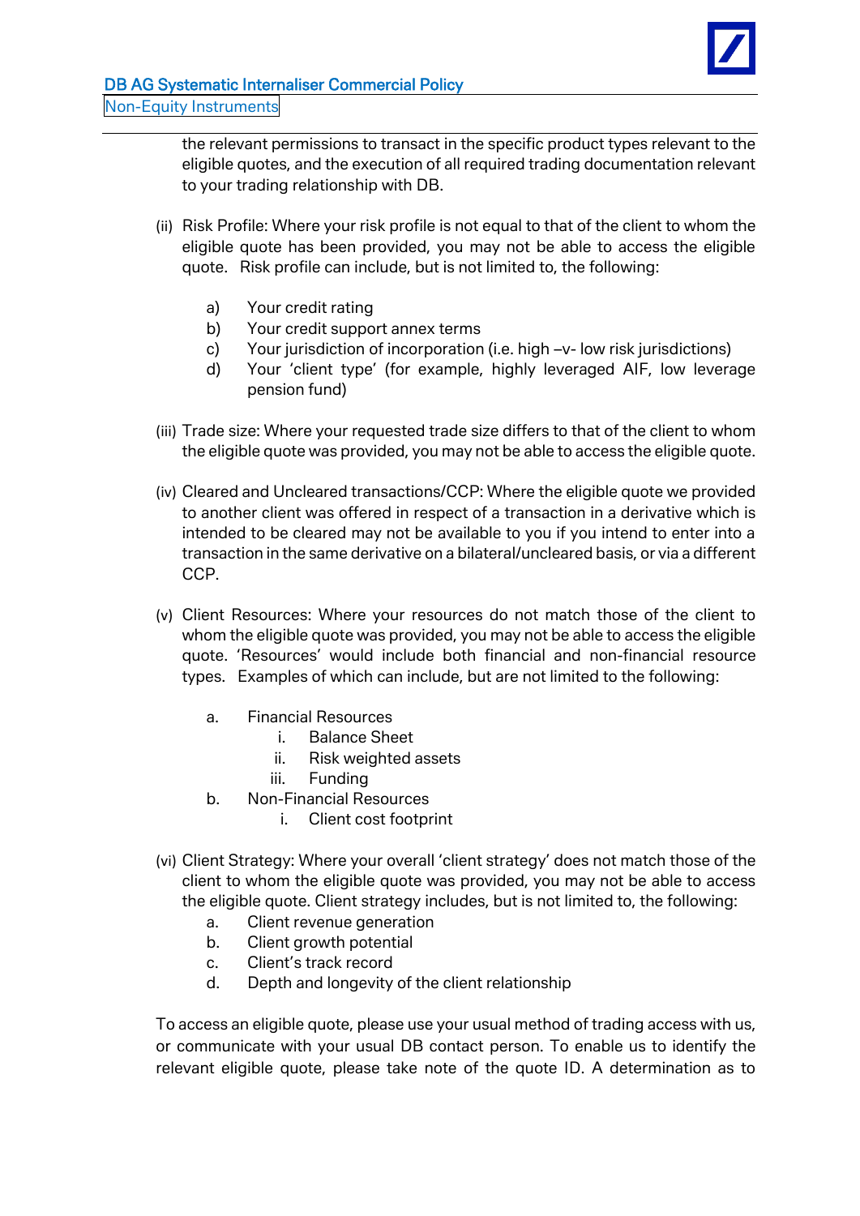the relevant permissions to transact in the specific product types relevant to the eligible quotes, and the execution of all required trading documentation relevant to your trading relationship with DB.

(ii) Risk Profile: Where your risk profile is not equal to that of the client to whom the eligible quote has been provided, you may not be able to access the eligible quote. Risk profile can include, but is not limited to, the following:

   a) Your credit rating
   b) Your credit support annex terms
   c) Your jurisdiction of incorporation (i.e. high –v- low risk jurisdictions)
   d) Your 'client type' (for example, highly leveraged AIF, low leverage pension fund)

(iii) Trade size: Where your requested trade size differs to that of the client to whom the eligible quote was provided, you may not be able to access the eligible quote.

(iv) Cleared and Uncleared transactions/CCP: Where the eligible quote we provided to another client was offered in respect of a transaction in a derivative which is intended to be cleared may not be available to you if you intend to enter into a transaction in the same derivative on a bilateral/uncleared basis, or via a different CCP.

(v) Client Resources: Where your resources do not match those of the client to whom the eligible quote was provided, you may not be able to access the eligible quote. 'Resources' would include both financial and non-financial resource types. Examples of which can include, but are not limited to the following:

   a. Financial Resources
      i. Balance Sheet
      ii. Risk weighted assets
      iii. Funding
   b. Non-Financial Resources
      i. Client cost footprint

(vi) Client Strategy: Where your overall 'client strategy' does not match those of the client to whom the eligible quote was provided, you may not be able to access the eligible quote. Client strategy includes, but is not limited to, the following:
   a. Client revenue generation
   b. Client growth potential
   c. Client's track record
   d. Depth and longevity of the client relationship

To access an eligible quote, please use your usual method of trading access with us, or communicate with your usual DB contact person. To enable us to identify the relevant eligible quote, please take note of the quote ID. A determination as to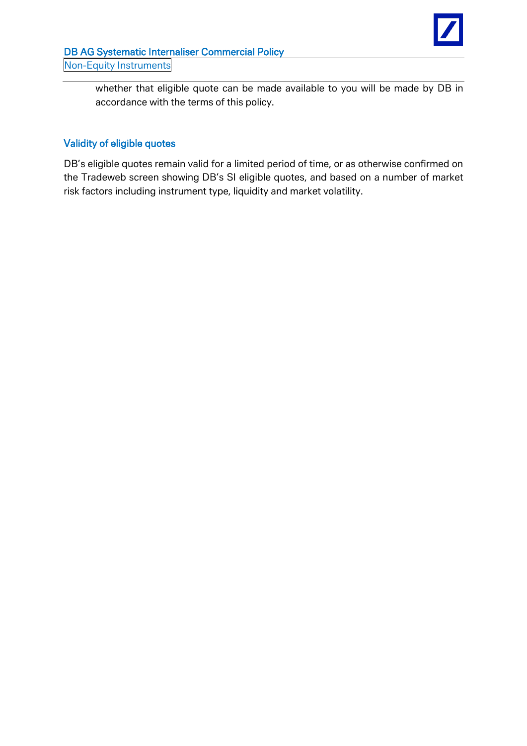whether that eligible quote can be made available to you will be made by DB in accordance with the terms of this policy.

## Validity of eligible quotes

DB's eligible quotes remain valid for a limited period of time, or as otherwise confirmed on the Tradeweb screen showing DB's SI eligible quotes, and based on a number of market risk factors including instrument type, liquidity and market volatility.